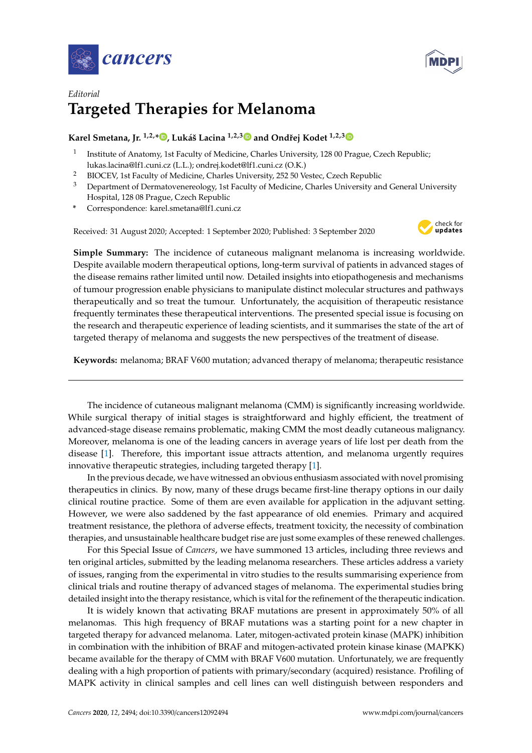*Editorial*

# Targeted Therapies for Melanoma

**Karel Smetana, Jr. [1,2,*], Lukáš Lacina [1,2,3] and Ondřej Kodet [1,2,3]**

[1] Institute of Anatomy, 1st Faculty of Medicine, Charles University, 128 00 Prague, Czech Republic; lukas.lacina@lf1.cuni.cz (L.L.); ondrej.kodet@lf1.cuni.cz (O.K.)

[2] BIOCEV, 1st Faculty of Medicine, Charles University, 252 50 Vestec, Czech Republic

[3] Department of Dermatovenereology, 1st Faculty of Medicine, Charles University and General University Hospital, 128 08 Prague, Czech Republic

\* Correspondence: karel.smetana@lf1.cuni.cz

Received: 31 August 2020; Accepted: 1 September 2020; Published: 3 September 2020

**Simple Summary:** The incidence of cutaneous malignant melanoma is increasing worldwide. Despite available modern therapeutical options, long-term survival of patients in advanced stages of the disease remains rather limited until now. Detailed insights into etiopathogenesis and mechanisms of tumour progression enable physicians to manipulate distinct molecular structures and pathways therapeutically and so treat the tumour. Unfortunately, the acquisition of therapeutic resistance frequently terminates these therapeutical interventions. The presented special issue is focusing on the research and therapeutic experience of leading scientists, and it summarises the state of the art of targeted therapy of melanoma and suggests the new perspectives of the treatment of disease.

**Keywords:** melanoma; BRAF V600 mutation; advanced therapy of melanoma; therapeutic resistance

---

The incidence of cutaneous malignant melanoma (CMM) is significantly increasing worldwide. While surgical therapy of initial stages is straightforward and highly efficient, the treatment of advanced-stage disease remains problematic, making CMM the most deadly cutaneous malignancy. Moreover, melanoma is one of the leading cancers in average years of life lost per death from the disease [1]. Therefore, this important issue attracts attention, and melanoma urgently requires innovative therapeutic strategies, including targeted therapy [1].

In the previous decade, we have witnessed an obvious enthusiasm associated with novel promising therapeutics in clinics. By now, many of these drugs became first-line therapy options in our daily clinical routine practice. Some of them are even available for application in the adjuvant setting. However, we were also saddened by the fast appearance of old enemies. Primary and acquired treatment resistance, the plethora of adverse effects, treatment toxicity, the necessity of combination therapies, and unsustainable healthcare budget rise are just some examples of these renewed challenges.

For this Special Issue of *Cancers*, we have summoned 13 articles, including three reviews and ten original articles, submitted by the leading melanoma researchers. These articles address a variety of issues, ranging from the experimental in vitro studies to the results summarising experience from clinical trials and routine therapy of advanced stages of melanoma. The experimental studies bring detailed insight into the therapy resistance, which is vital for the refinement of the therapeutic indication.

It is widely known that activating BRAF mutations are present in approximately 50% of all melanomas. This high frequency of BRAF mutations was a starting point for a new chapter in targeted therapy for advanced melanoma. Later, mitogen-activated protein kinase (MAPK) inhibition in combination with the inhibition of BRAF and mitogen-activated protein kinase kinase (MAPKK) became available for the therapy of CMM with BRAF V600 mutation. Unfortunately, we are frequently dealing with a high proportion of patients with primary/secondary (acquired) resistance. Profiling of MAPK activity in clinical samples and cell lines can well distinguish between responders and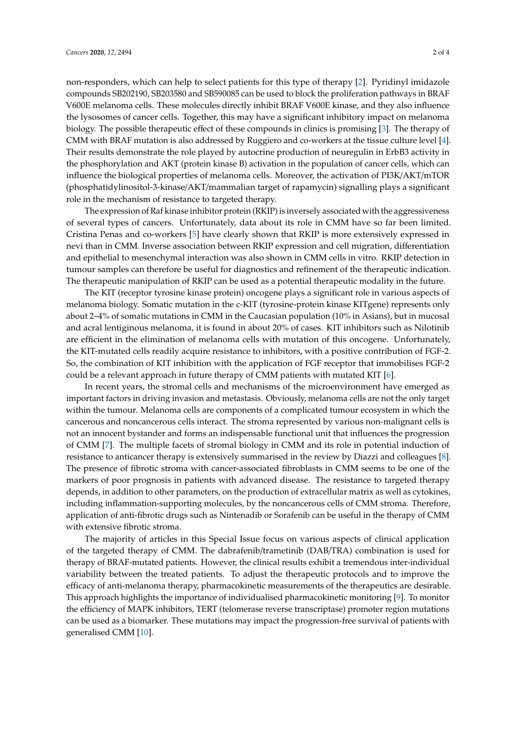non-responders, which can help to select patients for this type of therapy [2]. Pyridinyl imidazole compounds SB202190, SB203580 and SB590085 can be used to block the proliferation pathways in BRAF V600E melanoma cells. These molecules directly inhibit BRAF V600E kinase, and they also influence the lysosomes of cancer cells. Together, this may have a significant inhibitory impact on melanoma biology. The possible therapeutic effect of these compounds in clinics is promising [3]. The therapy of CMM with BRAF mutation is also addressed by Ruggiero and co-workers at the tissue culture level [4]. Their results demonstrate the role played by autocrine production of neuregulin in ErbB3 activity in the phosphorylation and AKT (protein kinase B) activation in the population of cancer cells, which can influence the biological properties of melanoma cells. Moreover, the activation of PI3K/AKT/mTOR (phosphatidylinositol-3-kinase/AKT/mammalian target of rapamycin) signalling plays a significant role in the mechanism of resistance to targeted therapy.

The expression of Raf kinase inhibitor protein (RKIP) is inversely associated with the aggressiveness of several types of cancers. Unfortunately, data about its role in CMM have so far been limited. Cristina Penas and co-workers [5] have clearly shown that RKIP is more extensively expressed in nevi than in CMM. Inverse association between RKIP expression and cell migration, differentiation and epithelial to mesenchymal interaction was also shown in CMM cells in vitro. RKIP detection in tumour samples can therefore be useful for diagnostics and refinement of the therapeutic indication. The therapeutic manipulation of RKIP can be used as a potential therapeutic modality in the future.

The KIT (receptor tyrosine kinase protein) oncogene plays a significant role in various aspects of melanoma biology. Somatic mutation in the c-KIT (tyrosine-protein kinase KITgene) represents only about 2–4% of somatic mutations in CMM in the Caucasian population (10% in Asians), but in mucosal and acral lentiginous melanoma, it is found in about 20% of cases. KIT inhibitors such as Nilotinib are efficient in the elimination of melanoma cells with mutation of this oncogene. Unfortunately, the KIT-mutated cells readily acquire resistance to inhibitors, with a positive contribution of FGF-2. So, the combination of KIT inhibition with the application of FGF receptor that immobilises FGF-2 could be a relevant approach in future therapy of CMM patients with mutated KIT [6].

In recent years, the stromal cells and mechanisms of the microenvironment have emerged as important factors in driving invasion and metastasis. Obviously, melanoma cells are not the only target within the tumour. Melanoma cells are components of a complicated tumour ecosystem in which the cancerous and noncancerous cells interact. The stroma represented by various non-malignant cells is not an innocent bystander and forms an indispensable functional unit that influences the progression of CMM [7]. The multiple facets of stromal biology in CMM and its role in potential induction of resistance to anticancer therapy is extensively summarised in the review by Diazzi and colleagues [8]. The presence of fibrotic stroma with cancer-associated fibroblasts in CMM seems to be one of the markers of poor prognosis in patients with advanced disease. The resistance to targeted therapy depends, in addition to other parameters, on the production of extracellular matrix as well as cytokines, including inflammation-supporting molecules, by the noncancerous cells of CMM stroma. Therefore, application of anti-fibrotic drugs such as Nintenadib or Sorafenib can be useful in the therapy of CMM with extensive fibrotic stroma.

The majority of articles in this Special Issue focus on various aspects of clinical application of the targeted therapy of CMM. The dabrafenib/trametinib (DAB/TRA) combination is used for therapy of BRAF-mutated patients. However, the clinical results exhibit a tremendous inter-individual variability between the treated patients. To adjust the therapeutic protocols and to improve the efficacy of anti-melanoma therapy, pharmacokinetic measurements of the therapeutics are desirable. This approach highlights the importance of individualised pharmacokinetic monitoring [9]. To monitor the efficiency of MAPK inhibitors, TERT (telomerase reverse transcriptase) promoter region mutations can be used as a biomarker. These mutations may impact the progression-free survival of patients with generalised CMM [10].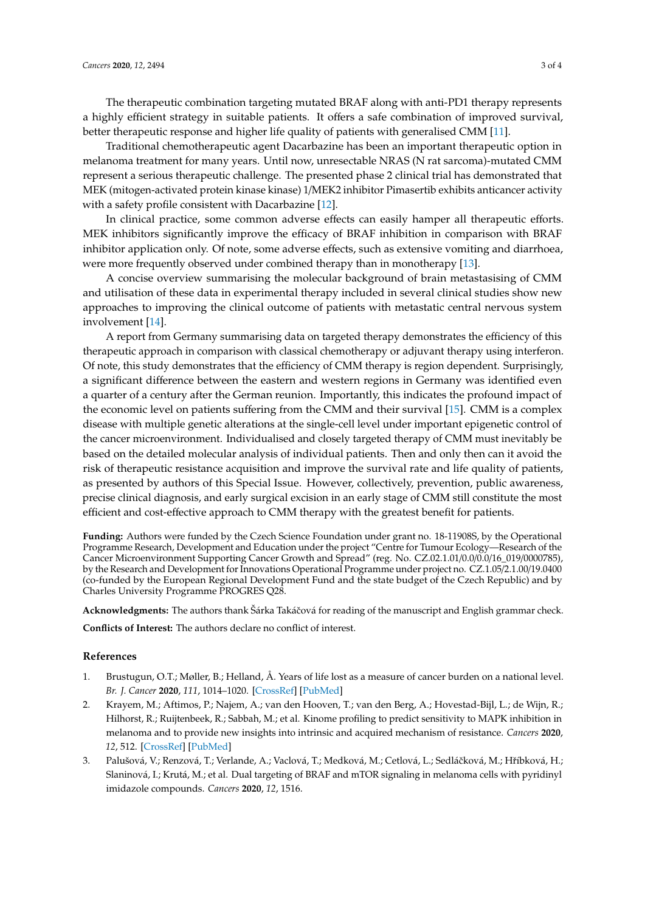The therapeutic combination targeting mutated BRAF along with anti-PD1 therapy represents a highly efficient strategy in suitable patients. It offers a safe combination of improved survival, better therapeutic response and higher life quality of patients with generalised CMM [11].

Traditional chemotherapeutic agent Dacarbazine has been an important therapeutic option in melanoma treatment for many years. Until now, unresectable NRAS (N rat sarcoma)-mutated CMM represent a serious therapeutic challenge. The presented phase 2 clinical trial has demonstrated that MEK (mitogen-activated protein kinase kinase) 1/MEK2 inhibitor Pimasertib exhibits anticancer activity with a safety profile consistent with Dacarbazine [12].

In clinical practice, some common adverse effects can easily hamper all therapeutic efforts. MEK inhibitors significantly improve the efficacy of BRAF inhibition in comparison with BRAF inhibitor application only. Of note, some adverse effects, such as extensive vomiting and diarrhoea, were more frequently observed under combined therapy than in monotherapy [13].

A concise overview summarising the molecular background of brain metastasising of CMM and utilisation of these data in experimental therapy included in several clinical studies show new approaches to improving the clinical outcome of patients with metastatic central nervous system involvement [14].

A report from Germany summarising data on targeted therapy demonstrates the efficiency of this therapeutic approach in comparison with classical chemotherapy or adjuvant therapy using interferon. Of note, this study demonstrates that the efficiency of CMM therapy is region dependent. Surprisingly, a significant difference between the eastern and western regions in Germany was identified even a quarter of a century after the German reunion. Importantly, this indicates the profound impact of the economic level on patients suffering from the CMM and their survival [15]. CMM is a complex disease with multiple genetic alterations at the single-cell level under important epigenetic control of the cancer microenvironment. Individualised and closely targeted therapy of CMM must inevitably be based on the detailed molecular analysis of individual patients. Then and only then can it avoid the risk of therapeutic resistance acquisition and improve the survival rate and life quality of patients, as presented by authors of this Special Issue. However, collectively, prevention, public awareness, precise clinical diagnosis, and early surgical excision in an early stage of CMM still constitute the most efficient and cost-effective approach to CMM therapy with the greatest benefit for patients.

**Funding:** Authors were funded by the Czech Science Foundation under grant no. 18-11908S, by the Operational Programme Research, Development and Education under the project "Centre for Tumour Ecology—Research of the Cancer Microenvironment Supporting Cancer Growth and Spread" (reg. No. CZ.02.1.01/0.0/0.0/16_019/0000785), by the Research and Development for Innovations Operational Programme under project no. CZ.1.05/2.1.00/19.0400 (co-funded by the European Regional Development Fund and the state budget of the Czech Republic) and by Charles University Programme PROGRES Q28.

**Acknowledgments:** The authors thank Šárka Takáčová for reading of the manuscript and English grammar check.

**Conflicts of Interest:** The authors declare no conflict of interest.

## References

1. Brustugun, O.T.; Møller, B.; Helland, Å. Years of life lost as a measure of cancer burden on a national level. *Br. J. Cancer* **2020**, *111*, 1014–1020. [CrossRef] [PubMed]
2. Krayem, M.; Aftimos, P.; Najem, A.; van den Hooven, T.; van den Berg, A.; Hovestad-Bijl, L.; de Wijn, R.; Hilhorst, R.; Ruijtenbeek, R.; Sabbah, M.; et al. Kinome profiling to predict sensitivity to MAPK inhibition in melanoma and to provide new insights into intrinsic and acquired mechanism of resistance. *Cancers* **2020**, *12*, 512. [CrossRef] [PubMed]
3. Palušová, V.; Renzová, T.; Verlande, A.; Vaclová, T.; Medková, M.; Cetlová, L.; Sedláčková, M.; Hříbková, H.; Slaninová, I.; Krutá, M.; et al. Dual targeting of BRAF and mTOR signaling in melanoma cells with pyridinyl imidazole compounds. *Cancers* **2020**, *12*, 1516.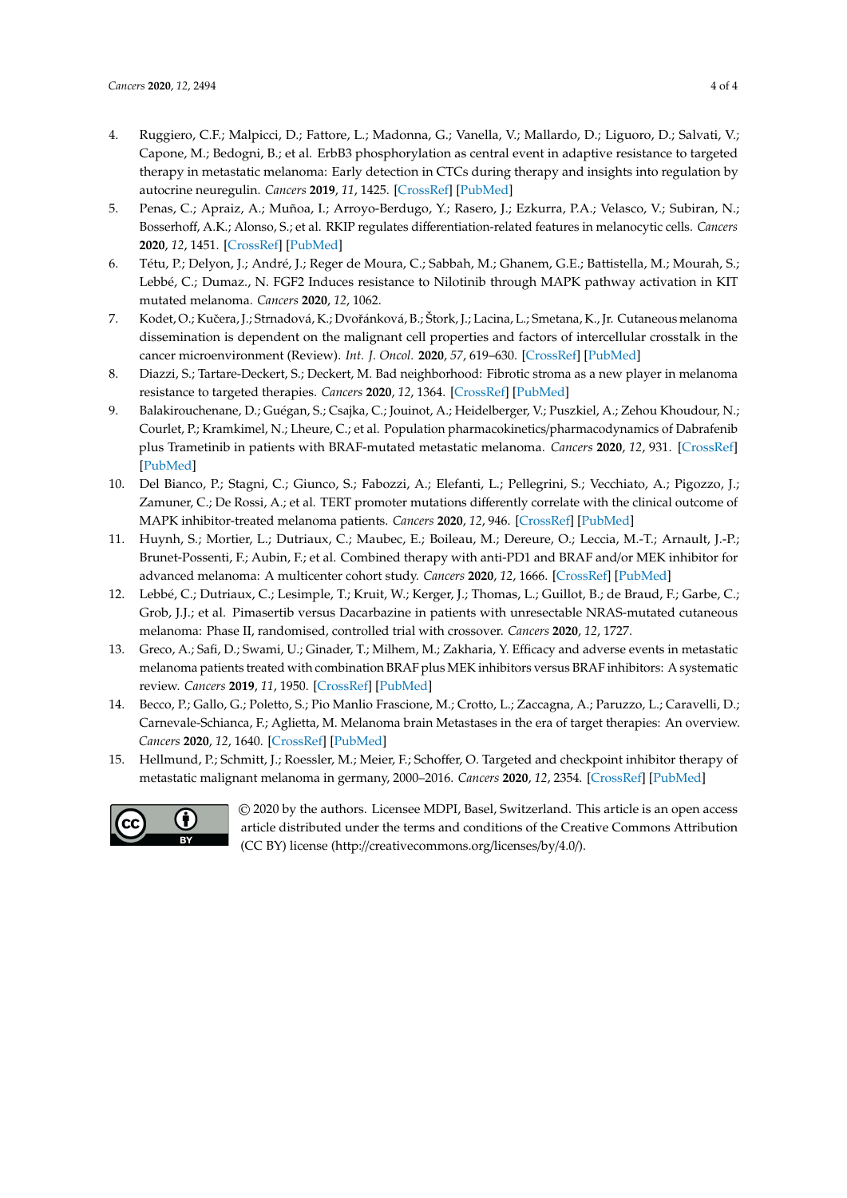4. Ruggiero, C.F.; Malpicci, D.; Fattore, L.; Madonna, G.; Vanella, V.; Mallardo, D.; Liguoro, D.; Salvati, V.; Capone, M.; Bedogni, B.; et al. ErbB3 phosphorylation as central event in adaptive resistance to targeted therapy in metastatic melanoma: Early detection in CTCs during therapy and insights into regulation by autocrine neuregulin. *Cancers* **2019**, *11*, 1425. [CrossRef] [PubMed]
5. Penas, C.; Apraiz, A.; Muñoa, I.; Arroyo-Berdugo, Y.; Rasero, J.; Ezkurra, P.A.; Velasco, V.; Subiran, N.; Bosserhoff, A.K.; Alonso, S.; et al. RKIP regulates differentiation-related features in melanocytic cells. *Cancers* **2020**, *12*, 1451. [CrossRef] [PubMed]
6. Tétu, P.; Delyon, J.; André, J.; Reger de Moura, C.; Sabbah, M.; Ghanem, G.E.; Battistella, M.; Mourah, S.; Lebbé, C.; Dumaz., N. FGF2 Induces resistance to Nilotinib through MAPK pathway activation in KIT mutated melanoma. *Cancers* **2020**, *12*, 1062.
7. Kodet, O.; Kučera, J.; Strnadová, K.; Dvořánková, B.; Štork, J.; Lacina, L.; Smetana, K., Jr. Cutaneous melanoma dissemination is dependent on the malignant cell properties and factors of intercellular crosstalk in the cancer microenvironment (Review). *Int. J. Oncol.* **2020**, *57*, 619–630. [CrossRef] [PubMed]
8. Diazzi, S.; Tartare-Deckert, S.; Deckert, M. Bad neighborhood: Fibrotic stroma as a new player in melanoma resistance to targeted therapies. *Cancers* **2020**, *12*, 1364. [CrossRef] [PubMed]
9. Balakirouchenane, D.; Guégan, S.; Csajka, C.; Jouinot, A.; Heidelberger, V.; Puszkiel, A.; Zehou Khoudour, N.; Courlet, P.; Kramkimel, N.; Lheure, C.; et al. Population pharmacokinetics/pharmacodynamics of Dabrafenib plus Trametinib in patients with BRAF-mutated metastatic melanoma. *Cancers* **2020**, *12*, 931. [CrossRef] [PubMed]
10. Del Bianco, P.; Stagni, C.; Giunco, S.; Fabozzi, A.; Elefanti, L.; Pellegrini, S.; Vecchiato, A.; Pigozzo, J.; Zamuner, C.; De Rossi, A.; et al. TERT promoter mutations differently correlate with the clinical outcome of MAPK inhibitor-treated melanoma patients. *Cancers* **2020**, *12*, 946. [CrossRef] [PubMed]
11. Huynh, S.; Mortier, L.; Dutriaux, C.; Maubec, E.; Boileau, M.; Dereure, O.; Leccia, M.-T.; Arnault, J.-P.; Brunet-Possenti, F.; Aubin, F.; et al. Combined therapy with anti-PD1 and BRAF and/or MEK inhibitor for advanced melanoma: A multicenter cohort study. *Cancers* **2020**, *12*, 1666. [CrossRef] [PubMed]
12. Lebbé, C.; Dutriaux, C.; Lesimple, T.; Kruit, W.; Kerger, J.; Thomas, L.; Guillot, B.; de Braud, F.; Garbe, C.; Grob, J.J.; et al. Pimasertib versus Dacarbazine in patients with unresectable NRAS-mutated cutaneous melanoma: Phase II, randomised, controlled trial with crossover. *Cancers* **2020**, *12*, 1727.
13. Greco, A.; Safi, D.; Swami, U.; Ginader, T.; Milhem, M.; Zakharia, Y. Efficacy and adverse events in metastatic melanoma patients treated with combination BRAF plus MEK inhibitors versus BRAF inhibitors: A systematic review. *Cancers* **2019**, *11*, 1950. [CrossRef] [PubMed]
14. Becco, P.; Gallo, G.; Poletto, S.; Pio Manlio Frascione, M.; Crotto, L.; Zaccagna, A.; Paruzzo, L.; Caravelli, D.; Carnevale-Schianca, F.; Aglietta, M. Melanoma brain Metastases in the era of target therapies: An overview. *Cancers* **2020**, *12*, 1640. [CrossRef] [PubMed]
15. Hellmund, P.; Schmitt, J.; Roessler, M.; Meier, F.; Schoffer, O. Targeted and checkpoint inhibitor therapy of metastatic malignant melanoma in germany, 2000–2016. *Cancers* **2020**, *12*, 2354. [CrossRef] [PubMed]

© 2020 by the authors. Licensee MDPI, Basel, Switzerland. This article is an open access article distributed under the terms and conditions of the Creative Commons Attribution (CC BY) license (http://creativecommons.org/licenses/by/4.0/).